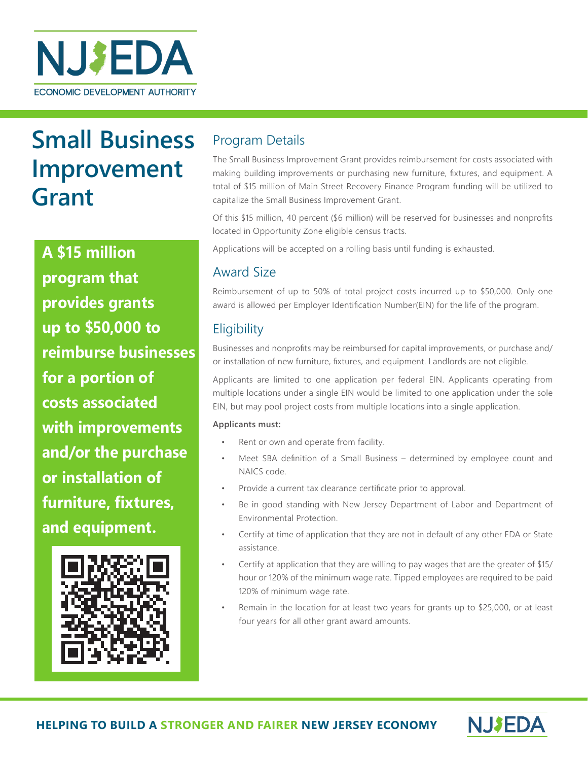NJEDA

ECONOMIC DEVELOPMENT AUTHORITY

# Small Business Improvement Grant

**A $15 million program that provides grants up to $50,000 to reimburse businesses for a portion of costs associated with improvements and/or the purchase or installation of furniture, fixtures, and equipment.**

## Program Details

The Small Business Improvement Grant provides reimbursement for costs associated with making building improvements or purchasing new furniture, fixtures, and equipment. A total of $15 million of Main Street Recovery Finance Program funding will be utilized to capitalize the Small Business Improvement Grant.

Of this $15 million, 40 percent ($6 million) will be reserved for businesses and nonprofits located in Opportunity Zone eligible census tracts.

Applications will be accepted on a rolling basis until funding is exhausted.

## Award Size

Reimbursement of up to 50% of total project costs incurred up to $50,000. Only one award is allowed per Employer Identification Number(EIN) for the life of the program.

## Eligibility

Businesses and nonprofits may be reimbursed for capital improvements, or purchase and/or installation of new furniture, fixtures, and equipment. Landlords are not eligible.

Applicants are limited to one application per federal EIN. Applicants operating from multiple locations under a single EIN would be limited to one application under the sole EIN, but may pool project costs from multiple locations into a single application.

**Applicants must:**

- Rent or own and operate from facility.
- Meet SBA definition of a Small Business – determined by employee count and NAICS code.
- Provide a current tax clearance certificate prior to approval.
- Be in good standing with New Jersey Department of Labor and Department of Environmental Protection.
- Certify at time of application that they are not in default of any other EDA or State assistance.
- Certify at application that they are willing to pay wages that are the greater of $15/hour or 120% of the minimum wage rate. Tipped employees are required to be paid 120% of minimum wage rate.
- Remain in the location for at least two years for grants up to $25,000, or at least four years for all other grant award amounts.

**HELPING TO BUILD A STRONGER AND FAIRER NEW JERSEY ECONOMY**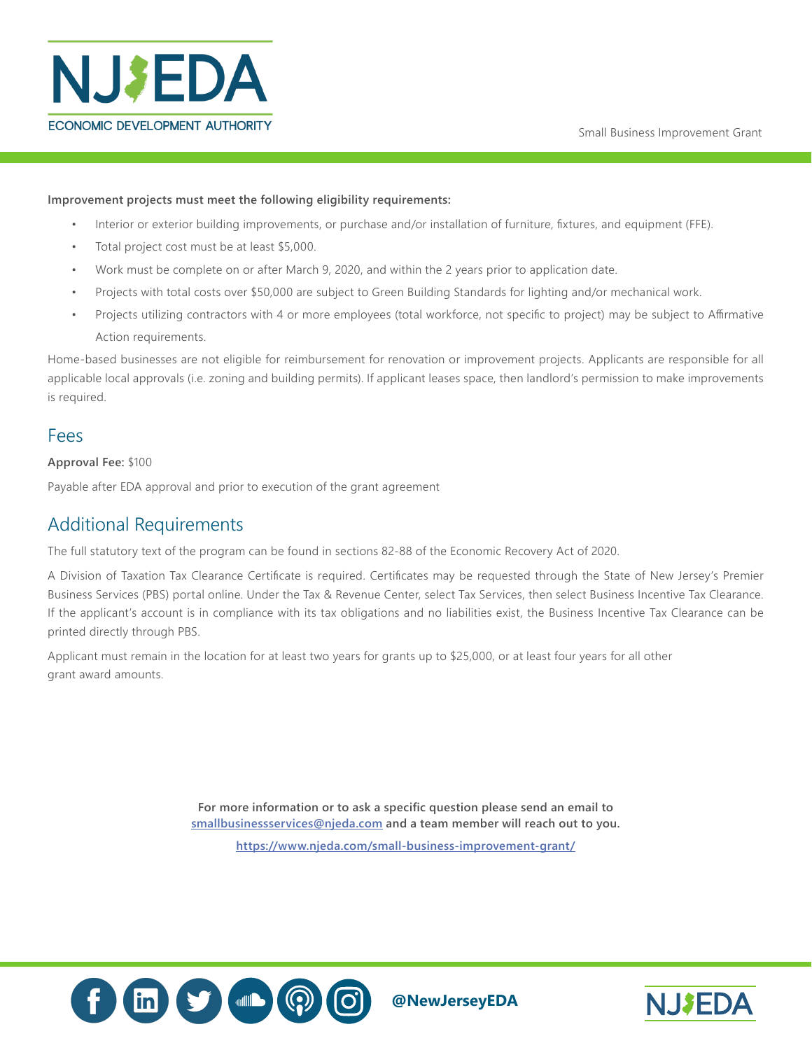**Improvement projects must meet the following eligibility requirements:**

- Interior or exterior building improvements, or purchase and/or installation of furniture, fixtures, and equipment (FFE).
- Total project cost must be at least $5,000.
- Work must be complete on or after March 9, 2020, and within the 2 years prior to application date.
- Projects with total costs over $50,000 are subject to Green Building Standards for lighting and/or mechanical work.
- Projects utilizing contractors with 4 or more employees (total workforce, not specific to project) may be subject to Affirmative Action requirements.

Home-based businesses are not eligible for reimbursement for renovation or improvement projects. Applicants are responsible for all applicable local approvals (i.e. zoning and building permits). If applicant leases space, then landlord's permission to make improvements is required.

## Fees

**Approval Fee:** $100

Payable after EDA approval and prior to execution of the grant agreement

## Additional Requirements

The full statutory text of the program can be found in sections 82-88 of the Economic Recovery Act of 2020.

A Division of Taxation Tax Clearance Certificate is required. Certificates may be requested through the State of New Jersey's Premier Business Services (PBS) portal online. Under the Tax & Revenue Center, select Tax Services, then select Business Incentive Tax Clearance. If the applicant's account is in compliance with its tax obligations and no liabilities exist, the Business Incentive Tax Clearance can be printed directly through PBS.

Applicant must remain in the location for at least two years for grants up to $25,000, or at least four years for all other grant award amounts.

**For more information or to ask a specific question please send an email to smallbusinessservices@njeda.com and a team member will reach out to you.**

https://www.njeda.com/small-business-improvement-grant/

@NewJerseyEDA